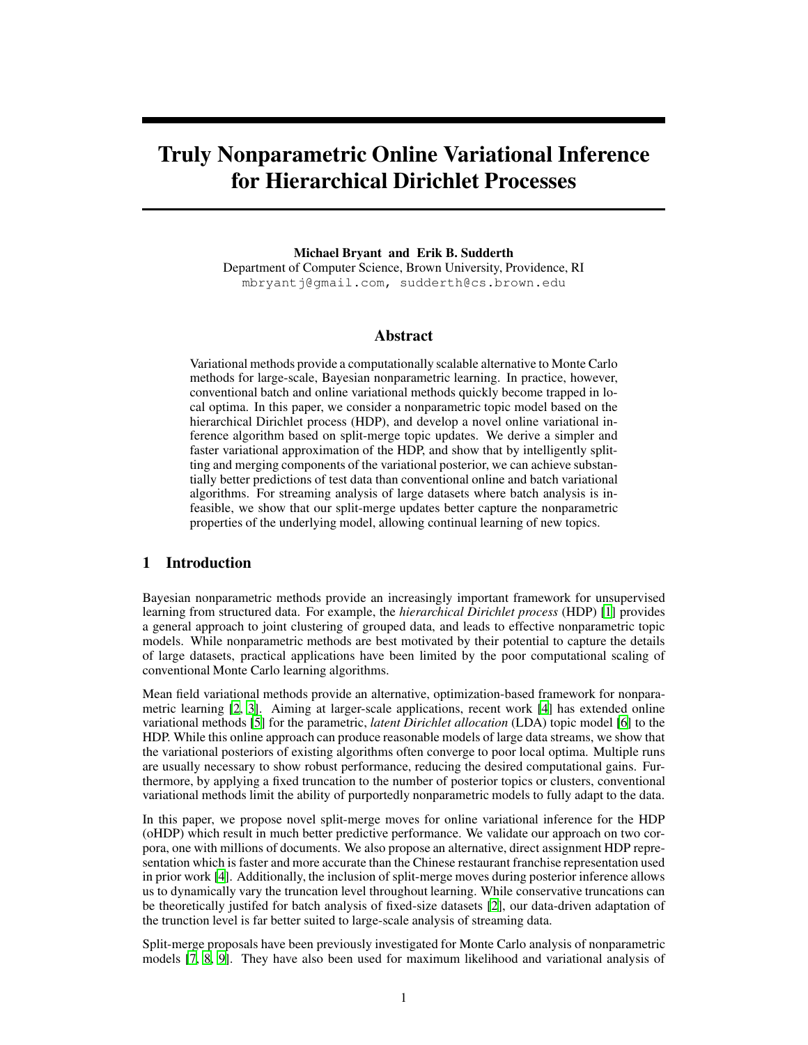# Truly Nonparametric Online Variational Inference for Hierarchical Dirichlet Processes

**Michael Bryant** and **Erik B. Sudderth**
Department of Computer Science, Brown University, Providence, RI
mbryantj@gmail.com, sudderth@cs.brown.edu

## Abstract

Variational methods provide a computationally scalable alternative to Monte Carlo methods for large-scale, Bayesian nonparametric learning. In practice, however, conventional batch and online variational methods quickly become trapped in local optima. In this paper, we consider a nonparametric topic model based on the hierarchical Dirichlet process (HDP), and develop a novel online variational inference algorithm based on split-merge topic updates. We derive a simpler and faster variational approximation of the HDP, and show that by intelligently splitting and merging components of the variational posterior, we can achieve substantially better predictions of test data than conventional online and batch variational algorithms. For streaming analysis of large datasets where batch analysis is infeasible, we show that our split-merge updates better capture the nonparametric properties of the underlying model, allowing continual learning of new topics.

## 1 Introduction

Bayesian nonparametric methods provide an increasingly important framework for unsupervised learning from structured data. For example, the *hierarchical Dirichlet process* (HDP) [1] provides a general approach to joint clustering of grouped data, and leads to effective nonparametric topic models. While nonparametric methods are best motivated by their potential to capture the details of large datasets, practical applications have been limited by the poor computational scaling of conventional Monte Carlo learning algorithms.

Mean field variational methods provide an alternative, optimization-based framework for nonparametric learning [2, 3]. Aiming at larger-scale applications, recent work [4] has extended online variational methods [5] for the parametric, *latent Dirichlet allocation* (LDA) topic model [6] to the HDP. While this online approach can produce reasonable models of large data streams, we show that the variational posteriors of existing algorithms often converge to poor local optima. Multiple runs are usually necessary to show robust performance, reducing the desired computational gains. Furthermore, by applying a fixed truncation to the number of posterior topics or clusters, conventional variational methods limit the ability of purportedly nonparametric models to fully adapt to the data.

In this paper, we propose novel split-merge moves for online variational inference for the HDP (oHDP) which result in much better predictive performance. We validate our approach on two corpora, one with millions of documents. We also propose an alternative, direct assignment HDP representation which is faster and more accurate than the Chinese restaurant franchise representation used in prior work [4]. Additionally, the inclusion of split-merge moves during posterior inference allows us to dynamically vary the truncation level throughout learning. While conservative truncations can be theoretically justifed for batch analysis of fixed-size datasets [2], our data-driven adaptation of the trunction level is far better suited to large-scale analysis of streaming data.

Split-merge proposals have been previously investigated for Monte Carlo analysis of nonparametric models [7, 8, 9]. They have also been used for maximum likelihood and variational analysis of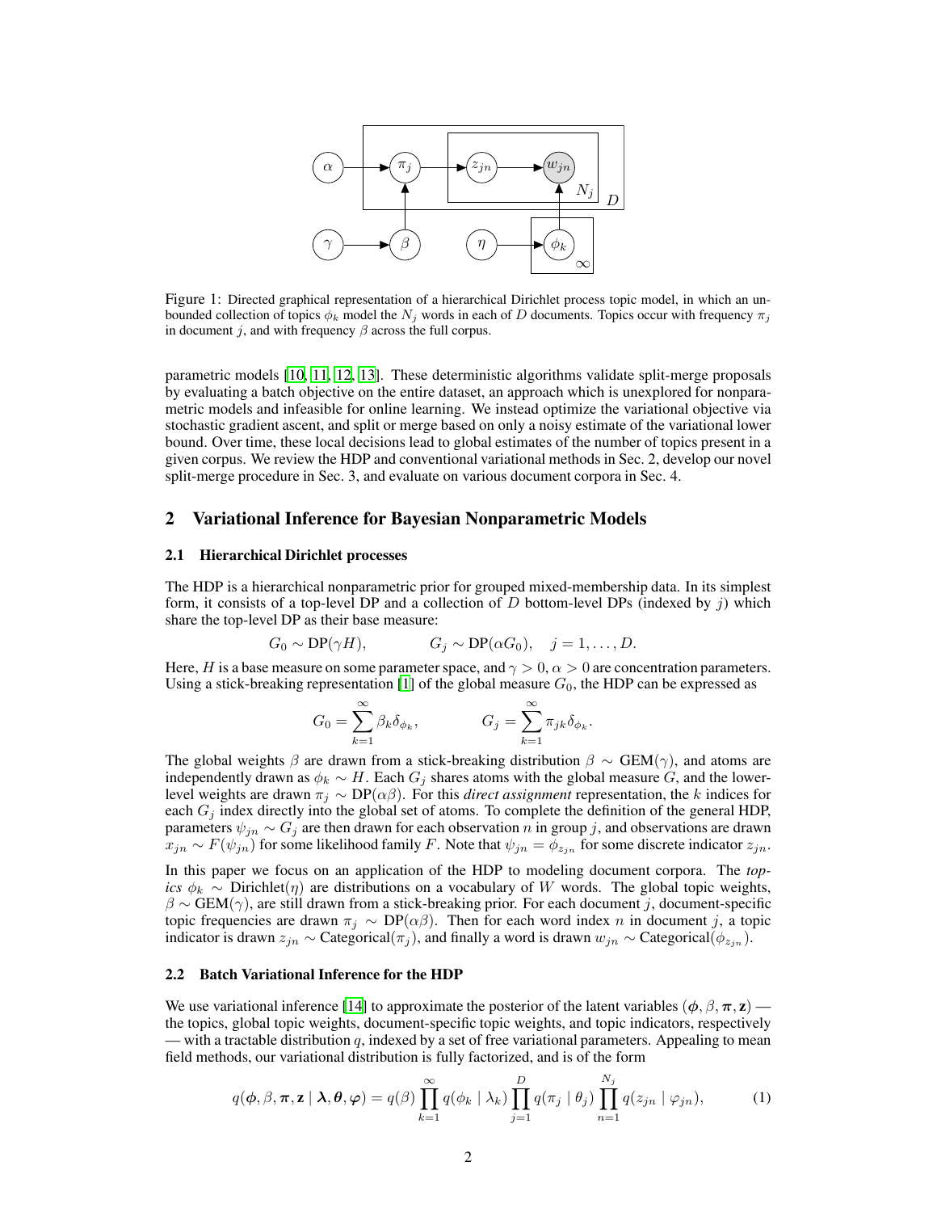Figure 1: Directed graphical representation of a hierarchical Dirichlet process topic model, in which an unbounded collection of topics $\phi_k$ model the $N_j$ words in each of $D$ documents. Topics occur with frequency $\pi_j$ in document $j$, and with frequency $\beta$ across the full corpus.

parametric models [10, 11, 12, 13]. These deterministic algorithms validate split-merge proposals by evaluating a batch objective on the entire dataset, an approach which is unexplored for nonparametric models and infeasible for online learning. We instead optimize the variational objective via stochastic gradient ascent, and split or merge based on only a noisy estimate of the variational lower bound. Over time, these local decisions lead to global estimates of the number of topics present in a given corpus. We review the HDP and conventional variational methods in Sec. 2, develop our novel split-merge procedure in Sec. 3, and evaluate on various document corpora in Sec. 4.

## 2 Variational Inference for Bayesian Nonparametric Models

### 2.1 Hierarchical Dirichlet processes

The HDP is a hierarchical nonparametric prior for grouped mixed-membership data. In its simplest form, it consists of a top-level DP and a collection of $D$ bottom-level DPs (indexed by $j$) which share the top-level DP as their base measure:

$$G_0 \sim \text{DP}(\gamma H), \qquad G_j \sim \text{DP}(\alpha G_0), \quad j = 1, \ldots, D.$$

Here, $H$ is a base measure on some parameter space, and $\gamma > 0$, $\alpha > 0$ are concentration parameters. Using a stick-breaking representation [1] of the global measure $G_0$, the HDP can be expressed as

$$G_0 = \sum_{k=1}^{\infty} \beta_k \delta_{\phi_k}, \qquad G_j = \sum_{k=1}^{\infty} \pi_{jk} \delta_{\phi_k}.$$

The global weights $\beta$ are drawn from a stick-breaking distribution $\beta \sim \text{GEM}(\gamma)$, and atoms are independently drawn as $\phi_k \sim H$. Each $G_j$ shares atoms with the global measure $G$, and the lower-level weights are drawn $\pi_j \sim \text{DP}(\alpha\beta)$. For this *direct assignment* representation, the $k$ indices for each $G_j$ index directly into the global set of atoms. To complete the definition of the general HDP, parameters $\psi_{jn} \sim G_j$ are then drawn for each observation $n$ in group $j$, and observations are drawn $x_{jn} \sim F(\psi_{jn})$ for some likelihood family $F$. Note that $\psi_{jn} = \phi_{z_{jn}}$ for some discrete indicator $z_{jn}$.

In this paper we focus on an application of the HDP to modeling document corpora. The *topics* $\phi_k \sim \text{Dirichlet}(\eta)$ are distributions on a vocabulary of $W$ words. The global topic weights, $\beta \sim \text{GEM}(\gamma)$, are still drawn from a stick-breaking prior. For each document $j$, document-specific topic frequencies are drawn $\pi_j \sim \text{DP}(\alpha\beta)$. Then for each word index $n$ in document $j$, a topic indicator is drawn $z_{jn} \sim \text{Categorical}(\pi_j)$, and finally a word is drawn $w_{jn} \sim \text{Categorical}(\phi_{z_{jn}})$.

### 2.2 Batch Variational Inference for the HDP

We use variational inference [14] to approximate the posterior of the latent variables $(\boldsymbol{\phi}, \beta, \boldsymbol{\pi}, \mathbf{z})$ — the topics, global topic weights, document-specific topic weights, and topic indicators, respectively — with a tractable distribution $q$, indexed by a set of free variational parameters. Appealing to mean field methods, our variational distribution is fully factorized, and is of the form

$$q(\boldsymbol{\phi}, \beta, \boldsymbol{\pi}, \mathbf{z} \mid \boldsymbol{\lambda}, \boldsymbol{\theta}, \boldsymbol{\varphi}) = q(\beta) \prod_{k=1}^{\infty} q(\phi_k \mid \lambda_k) \prod_{j=1}^{D} q(\pi_j \mid \theta_j) \prod_{n=1}^{N_j} q(z_{jn} \mid \varphi_{jn}), \tag{1}$$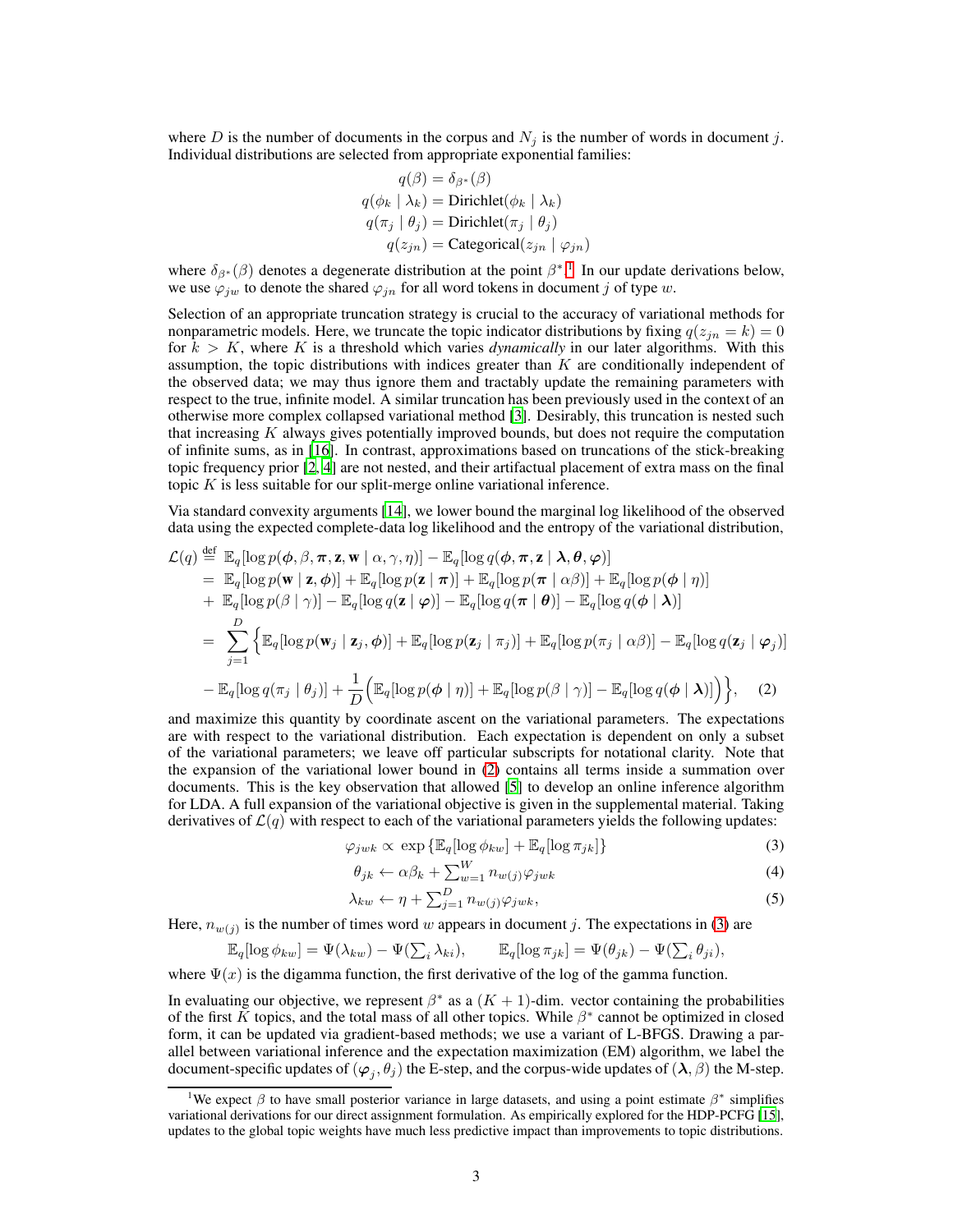where $D$ is the number of documents in the corpus and $N_j$ is the number of words in document $j$. Individual distributions are selected from appropriate exponential families:

$$
\begin{aligned}
q(\beta) &= \delta_{\beta^*}(\beta) \\
q(\phi_k \mid \lambda_k) &= \text{Dirichlet}(\phi_k \mid \lambda_k) \\
q(\pi_j \mid \theta_j) &= \text{Dirichlet}(\pi_j \mid \theta_j) \\
q(z_{jn}) &= \text{Categorical}(z_{jn} \mid \varphi_{jn})
\end{aligned}
$$

where $\delta_{\beta^*}(\beta)$ denotes a degenerate distribution at the point $\beta^*$.[1] In our update derivations below, we use $\varphi_{jw}$ to denote the shared $\varphi_{jn}$ for all word tokens in document $j$ of type $w$.

Selection of an appropriate truncation strategy is crucial to the accuracy of variational methods for nonparametric models. Here, we truncate the topic indicator distributions by fixing $q(z_{jn} = k) = 0$ for $k > K$, where $K$ is a threshold which varies *dynamically* in our later algorithms. With this assumption, the topic distributions with indices greater than $K$ are conditionally independent of the observed data; we may thus ignore them and tractably update the remaining parameters with respect to the true, infinite model. A similar truncation has been previously used in the context of an otherwise more complex collapsed variational method [3]. Desirably, this truncation is nested such that increasing $K$ always gives potentially improved bounds, but does not require the computation of infinite sums, as in [16]. In contrast, approximations based on truncations of the stick-breaking topic frequency prior [2, 4] are not nested, and their artifactual placement of extra mass on the final topic $K$ is less suitable for our split-merge online variational inference.

Via standard convexity arguments [14], we lower bound the marginal log likelihood of the observed data using the expected complete-data log likelihood and the entropy of the variational distribution,

$$
\begin{aligned}
\mathcal{L}(q) &\stackrel{\text{def}}{=} \mathbb{E}_q[\log p(\boldsymbol{\phi}, \beta, \boldsymbol{\pi}, \mathbf{z}, \mathbf{w} \mid \alpha, \gamma, \eta)] - \mathbb{E}_q[\log q(\boldsymbol{\phi}, \boldsymbol{\pi}, \mathbf{z} \mid \boldsymbol{\lambda}, \boldsymbol{\theta}, \boldsymbol{\varphi})] \\
&= \mathbb{E}_q[\log p(\mathbf{w} \mid \mathbf{z}, \boldsymbol{\phi})] + \mathbb{E}_q[\log p(\mathbf{z} \mid \boldsymbol{\pi})] + \mathbb{E}_q[\log p(\boldsymbol{\pi} \mid \alpha\beta)] + \mathbb{E}_q[\log p(\boldsymbol{\phi} \mid \eta)] \\
&+ \mathbb{E}_q[\log p(\beta \mid \gamma)] - \mathbb{E}_q[\log q(\mathbf{z} \mid \boldsymbol{\varphi})] - \mathbb{E}_q[\log q(\boldsymbol{\pi} \mid \boldsymbol{\theta})] - \mathbb{E}_q[\log q(\boldsymbol{\phi} \mid \boldsymbol{\lambda})] \\
&= \sum_{j=1}^{D} \Big\{ \mathbb{E}_q[\log p(\mathbf{w}_j \mid \mathbf{z}_j, \boldsymbol{\phi})] + \mathbb{E}_q[\log p(\mathbf{z}_j \mid \pi_j)] + \mathbb{E}_q[\log p(\pi_j \mid \alpha\beta)] - \mathbb{E}_q[\log q(\mathbf{z}_j \mid \boldsymbol{\varphi}_j)] \\
&- \mathbb{E}_q[\log q(\pi_j \mid \theta_j)] + \frac{1}{D}\Big( \mathbb{E}_q[\log p(\boldsymbol{\phi} \mid \eta)] + \mathbb{E}_q[\log p(\beta \mid \gamma)] - \mathbb{E}_q[\log q(\boldsymbol{\phi} \mid \boldsymbol{\lambda})] \Big) \Big\}, \quad (2)
\end{aligned}
$$

and maximize this quantity by coordinate ascent on the variational parameters. The expectations are with respect to the variational distribution. Each expectation is dependent on only a subset of the variational parameters; we leave off particular subscripts for notational clarity. Note that the expansion of the variational lower bound in (2) contains all terms inside a summation over documents. This is the key observation that allowed [5] to develop an online inference algorithm for LDA. A full expansion of the variational objective is given in the supplemental material. Taking derivatives of $\mathcal{L}(q)$ with respect to each of the variational parameters yields the following updates:

$$\varphi_{jwk} \propto \exp\left\{\mathbb{E}_q[\log \phi_{kw}] + \mathbb{E}_q[\log \pi_{jk}]\right\} \quad (3)$$

$$\theta_{jk} \leftarrow \alpha\beta_k + \textstyle\sum_{w=1}^{W} n_{w(j)}\varphi_{jwk} \quad (4)$$

$$\lambda_{kw} \leftarrow \eta + \textstyle\sum_{j=1}^{D} n_{w(j)}\varphi_{jwk}, \quad (5)$$

Here, $n_{w(j)}$ is the number of times word $w$ appears in document $j$. The expectations in (3) are

$$\mathbb{E}_q[\log \phi_{kw}] = \Psi(\lambda_{kw}) - \Psi(\textstyle\sum_i \lambda_{ki}), \qquad \mathbb{E}_q[\log \pi_{jk}] = \Psi(\theta_{jk}) - \Psi(\textstyle\sum_i \theta_{ji}),$$

where $\Psi(x)$ is the digamma function, the first derivative of the log of the gamma function.

In evaluating our objective, we represent $\beta^*$ as a $(K+1)$-dim. vector containing the probabilities of the first $K$ topics, and the total mass of all other topics. While $\beta^*$ cannot be optimized in closed form, it can be updated via gradient-based methods; we use a variant of L-BFGS. Drawing a parallel between variational inference and the expectation maximization (EM) algorithm, we label the document-specific updates of $(\boldsymbol{\varphi}_j, \theta_j)$ the E-step, and the corpus-wide updates of $(\boldsymbol{\lambda}, \beta)$ the M-step.

[1] We expect $\beta$ to have small posterior variance in large datasets, and using a point estimate $\beta^*$ simplifies variational derivations for our direct assignment formulation. As empirically explored for the HDP-PCFG [15], updates to the global topic weights have much less predictive impact than improvements to topic distributions.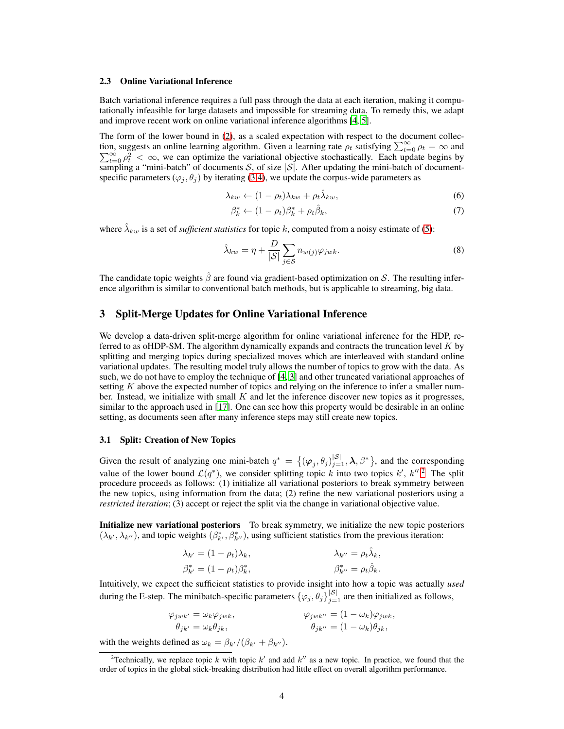### 2.3 Online Variational Inference

Batch variational inference requires a full pass through the data at each iteration, making it computationally infeasible for large datasets and impossible for streaming data. To remedy this, we adapt and improve recent work on online variational inference algorithms [4, 5].

The form of the lower bound in (2), as a scaled expectation with respect to the document collection, suggests an online learning algorithm. Given a learning rate $\rho_t$ satisfying $\sum_{t=0}^{\infty} \rho_t = \infty$ and $\sum_{t=0}^{\infty} \rho_t^2 < \infty$, we can optimize the variational objective stochastically. Each update begins by sampling a "mini-batch" of documents $\mathcal{S}$, of size $|\mathcal{S}|$. After updating the mini-batch of document-specific parameters $(\varphi_j, \theta_j)$ by iterating (3-4), we update the corpus-wide parameters as

$$\lambda_{kw} \leftarrow (1 - \rho_t)\lambda_{kw} + \rho_t \hat{\lambda}_{kw}, \tag{6}$$

$$\beta_k^* \leftarrow (1 - \rho_t)\beta_k^* + \rho_t \hat{\beta}_k, \tag{7}$$

where $\hat{\lambda}_{kw}$ is a set of *sufficient statistics* for topic $k$, computed from a noisy estimate of (5):

$$\hat{\lambda}_{kw} = \eta + \frac{D}{|\mathcal{S}|} \sum_{j \in \mathcal{S}} n_{w(j)} \varphi_{jwk}. \tag{8}$$

The candidate topic weights $\hat{\beta}$ are found via gradient-based optimization on $\mathcal{S}$. The resulting inference algorithm is similar to conventional batch methods, but is applicable to streaming, big data.

## 3 Split-Merge Updates for Online Variational Inference

We develop a data-driven split-merge algorithm for online variational inference for the HDP, referred to as oHDP-SM. The algorithm dynamically expands and contracts the truncation level $K$ by splitting and merging topics during specialized moves which are interleaved with standard online variational updates. The resulting model truly allows the number of topics to grow with the data. As such, we do not have to employ the technique of [4, 3] and other truncated variational approaches of setting $K$ above the expected number of topics and relying on the inference to infer a smaller number. Instead, we initialize with small $K$ and let the inference discover new topics as it progresses, similar to the approach used in [17]. One can see how this property would be desirable in an online setting, as documents seen after many inference steps may still create new topics.

### 3.1 Split: Creation of New Topics

Given the result of analyzing one mini-batch $q^* = \left\{(\boldsymbol{\varphi}_j, \theta_j)_{j=1}^{|\mathcal{S}|}, \boldsymbol{\lambda}, \beta^*\right\}$, and the corresponding value of the lower bound $\mathcal{L}(q^*)$, we consider splitting topic $k$ into two topics $k'$, $k''$.[2] The split procedure proceeds as follows: (1) initialize all variational posteriors to break symmetry between the new topics, using information from the data; (2) refine the new variational posteriors using a *restricted iteration*; (3) accept or reject the split via the change in variational objective value.

**Initialize new variational posteriors** To break symmetry, we initialize the new topic posteriors $(\lambda_{k'}, \lambda_{k''})$, and topic weights $(\beta_{k'}^*, \beta_{k''}^*)$, using sufficient statistics from the previous iteration:

$$\lambda_{k'} = (1 - \rho_t)\lambda_k, \qquad \lambda_{k''} = \rho_t \hat{\lambda}_k,$$

$$\beta_{k'}^* = (1 - \rho_t)\beta_k^*, \qquad \beta_{k''}^* = \rho_t \hat{\beta}_k.$$

Intuitively, we expect the sufficient statistics to provide insight into how a topic was actually *used* during the E-step. The minibatch-specific parameters $\{\varphi_j, \theta_j\}_{j=1}^{|\mathcal{S}|}$ are then initialized as follows,

$$\varphi_{jwk'} = \omega_k \varphi_{jwk}, \qquad \varphi_{jwk''} = (1 - \omega_k)\varphi_{jwk},$$

$$\theta_{jk'} = \omega_k \theta_{jk}, \qquad \theta_{jk''} = (1 - \omega_k)\theta_{jk},$$

with the weights defined as $\omega_k = \beta_{k'}/(\beta_{k'} + \beta_{k''})$.

[2] Technically, we replace topic $k$ with topic $k'$ and add $k''$ as a new topic. In practice, we found that the order of topics in the global stick-breaking distribution had little effect on overall algorithm performance.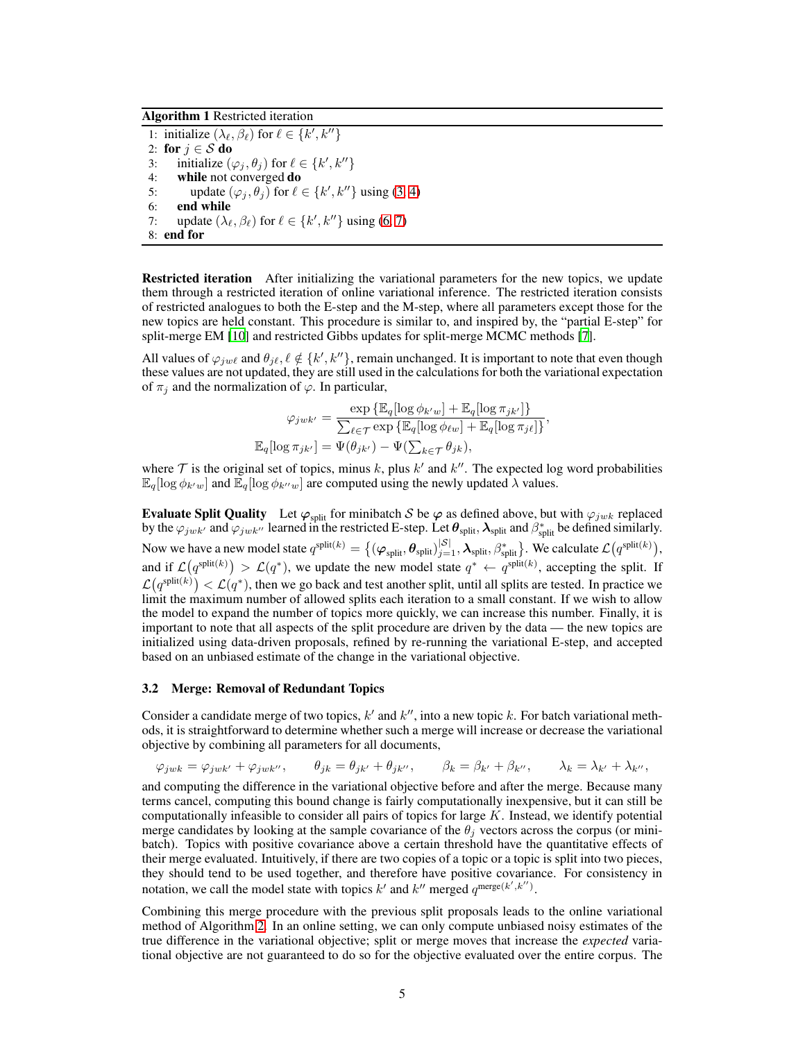**Algorithm 1** Restricted iteration

```
1: initialize (λ_ℓ, β_ℓ) for ℓ ∈ {k', k''}
2: for j ∈ S do
3:    initialize (φ_j, θ_j) for ℓ ∈ {k', k''}
4:    while not converged do
5:       update (φ_j, θ_j) for ℓ ∈ {k', k''} using (3, 4)
6:    end while
7:    update (λ_ℓ, β_ℓ) for ℓ ∈ {k', k''} using (6, 7)
8: end for
```

**Restricted iteration** After initializing the variational parameters for the new topics, we update them through a restricted iteration of online variational inference. The restricted iteration consists of restricted analogues to both the E-step and the M-step, where all parameters except those for the new topics are held constant. This procedure is similar to, and inspired by, the "partial E-step" for split-merge EM [10] and restricted Gibbs updates for split-merge MCMC methods [7].

All values of $\varphi_{jw\ell}$ and $\theta_{j\ell}, \ell \notin \{k', k''\}$, remain unchanged. It is important to note that even though these values are not updated, they are still used in the calculations for both the variational expectation of $\pi_j$ and the normalization of $\varphi$. In particular,

$$\varphi_{jwk'} = \frac{\exp\{\mathbb{E}_q[\log \phi_{k'w}] + \mathbb{E}_q[\log \pi_{jk'}]\}}{\sum_{\ell \in \mathcal{T}} \exp\{\mathbb{E}_q[\log \phi_{\ell w}] + \mathbb{E}_q[\log \pi_{j\ell}]\}},$$

$$\mathbb{E}_q[\log \pi_{jk'}] = \Psi(\theta_{jk'}) - \Psi(\textstyle\sum_{k \in \mathcal{T}} \theta_{jk}),$$

where $\mathcal{T}$ is the original set of topics, minus $k$, plus $k'$ and $k''$. The expected log word probabilities $\mathbb{E}_q[\log \phi_{k'w}]$ and $\mathbb{E}_q[\log \phi_{k''w}]$ are computed using the newly updated $\lambda$ values.

**Evaluate Split Quality** Let $\boldsymbol{\varphi}_{\text{split}}$ for minibatch $\mathcal{S}$ be $\boldsymbol{\varphi}$ as defined above, but with $\varphi_{jwk}$ replaced by the $\varphi_{jwk'}$ and $\varphi_{jwk''}$ learned in the restricted E-step. Let $\boldsymbol{\theta}_{\text{split}}$, $\boldsymbol{\lambda}_{\text{split}}$ and $\beta^*_{\text{split}}$ be defined similarly. Now we have a new model state $q^{\text{split}(k)} = \{(\boldsymbol{\varphi}_{\text{split}}, \boldsymbol{\theta}_{\text{split}})_{j=1}^{|\mathcal{S}|}, \boldsymbol{\lambda}_{\text{split}}, \beta^*_{\text{split}}\}$. We calculate $\mathcal{L}(q^{\text{split}(k)})$, and if $\mathcal{L}(q^{\text{split}(k)}) > \mathcal{L}(q^*)$, we update the new model state $q^* \leftarrow q^{\text{split}(k)}$, accepting the split. If $\mathcal{L}(q^{\text{split}(k)}) < \mathcal{L}(q^*)$, then we go back and test another split, until all splits are tested. In practice we limit the maximum number of allowed splits each iteration to a small constant. If we wish to allow the model to expand the number of topics more quickly, we can increase this number. Finally, it is important to note that all aspects of the split procedure are driven by the data — the new topics are initialized using data-driven proposals, refined by re-running the variational E-step, and accepted based on an unbiased estimate of the change in the variational objective.

### 3.2 Merge: Removal of Redundant Topics

Consider a candidate merge of two topics, $k'$ and $k''$, into a new topic $k$. For batch variational methods, it is straightforward to determine whether such a merge will increase or decrease the variational objective by combining all parameters for all documents,

$$\varphi_{jwk} = \varphi_{jwk'} + \varphi_{jwk''}, \qquad \theta_{jk} = \theta_{jk'} + \theta_{jk''}, \qquad \beta_k = \beta_{k'} + \beta_{k''}, \qquad \lambda_k = \lambda_{k'} + \lambda_{k''},$$

and computing the difference in the variational objective before and after the merge. Because many terms cancel, computing this bound change is fairly computationally inexpensive, but it can still be computationally infeasible to consider all pairs of topics for large $K$. Instead, we identify potential merge candidates by looking at the sample covariance of the $\theta_j$ vectors across the corpus (or minibatch). Topics with positive covariance above a certain threshold have the quantitative effects of their merge evaluated. Intuitively, if there are two copies of a topic or a topic is split into two pieces, they should tend to be used together, and therefore have positive covariance. For consistency in notation, we call the model state with topics $k'$ and $k''$ merged $q^{\text{merge}(k',k'')}$.

Combining this merge procedure with the previous split proposals leads to the online variational method of Algorithm 2. In an online setting, we can only compute unbiased noisy estimates of the true difference in the variational objective; split or merge moves that increase the *expected* variational objective are not guaranteed to do so for the objective evaluated over the entire corpus. The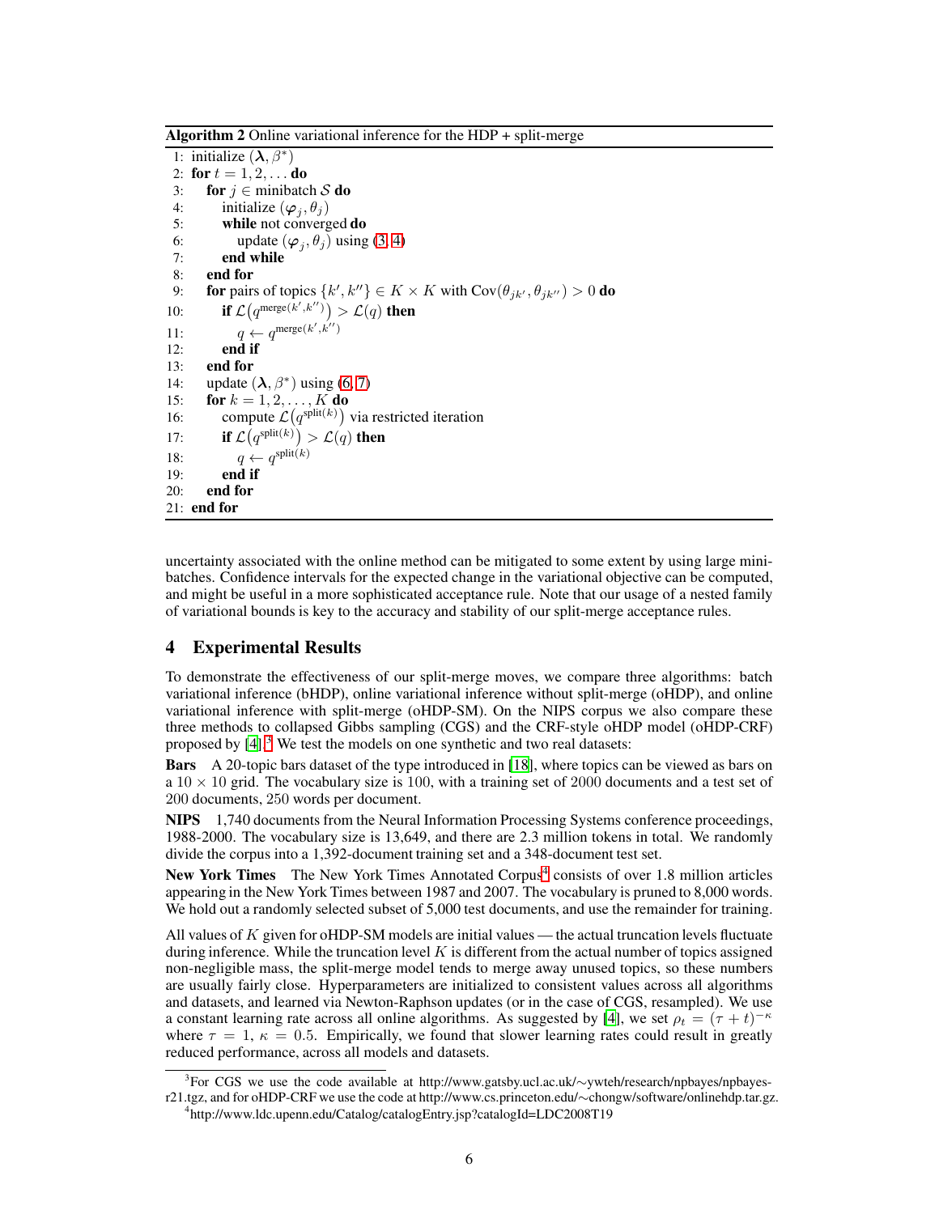**Algorithm 2** Online variational inference for the HDP + split-merge

```
1: initialize (λ, β*)
2: for t = 1, 2, ... do
3:    for j ∈ minibatch S do
4:       initialize (φ_j, θ_j)
5:       while not converged do
6:          update (φ_j, θ_j) using (3, 4)
7:       end while
8:    end for
9:    for pairs of topics {k', k''} ∈ K × K with Cov(θ_jk', θ_jk'') > 0 do
10:      if L(q^merge(k',k'')) > L(q) then
11:         q ← q^merge(k',k'')
12:      end if
13:   end for
14:   update (λ, β*) using (6, 7)
15:   for k = 1, 2, ..., K do
16:      compute L(q^split(k)) via restricted iteration
17:      if L(q^split(k)) > L(q) then
18:         q ← q^split(k)
19:      end if
20:   end for
21: end for
```

uncertainty associated with the online method can be mitigated to some extent by using large minibatches. Confidence intervals for the expected change in the variational objective can be computed, and might be useful in a more sophisticated acceptance rule. Note that our usage of a nested family of variational bounds is key to the accuracy and stability of our split-merge acceptance rules.

## 4 Experimental Results

To demonstrate the effectiveness of our split-merge moves, we compare three algorithms: batch variational inference (bHDP), online variational inference without split-merge (oHDP), and online variational inference with split-merge (oHDP-SM). On the NIPS corpus we also compare these three methods to collapsed Gibbs sampling (CGS) and the CRF-style oHDP model (oHDP-CRF) proposed by [4].[3] We test the models on one synthetic and two real datasets:

**Bars** A 20-topic bars dataset of the type introduced in [18], where topics can be viewed as bars on a $10 \times 10$ grid. The vocabulary size is 100, with a training set of 2000 documents and a test set of 200 documents, 250 words per document.

**NIPS** 1,740 documents from the Neural Information Processing Systems conference proceedings, 1988-2000. The vocabulary size is 13,649, and there are 2.3 million tokens in total. We randomly divide the corpus into a 1,392-document training set and a 348-document test set.

**New York Times** The New York Times Annotated Corpus[4] consists of over 1.8 million articles appearing in the New York Times between 1987 and 2007. The vocabulary is pruned to 8,000 words. We hold out a randomly selected subset of 5,000 test documents, and use the remainder for training.

All values of $K$ given for oHDP-SM models are initial values — the actual truncation levels fluctuate during inference. While the truncation level $K$ is different from the actual number of topics assigned non-negligible mass, the split-merge model tends to merge away unused topics, so these numbers are usually fairly close. Hyperparameters are initialized to consistent values across all algorithms and datasets, and learned via Newton-Raphson updates (or in the case of CGS, resampled). We use a constant learning rate across all online algorithms. As suggested by [4], we set $\rho_t = (\tau + t)^{-\kappa}$ where $\tau = 1$, $\kappa = 0.5$. Empirically, we found that slower learning rates could result in greatly reduced performance, across all models and datasets.

[3] For CGS we use the code available at http://www.gatsby.ucl.ac.uk/∼ywteh/research/npbayes/npbayes-r21.tgz, and for oHDP-CRF we use the code at http://www.cs.princeton.edu/∼chongw/software/onlinehdp.tar.gz.

[4] http://www.ldc.upenn.edu/Catalog/catalogEntry.jsp?catalogId=LDC2008T19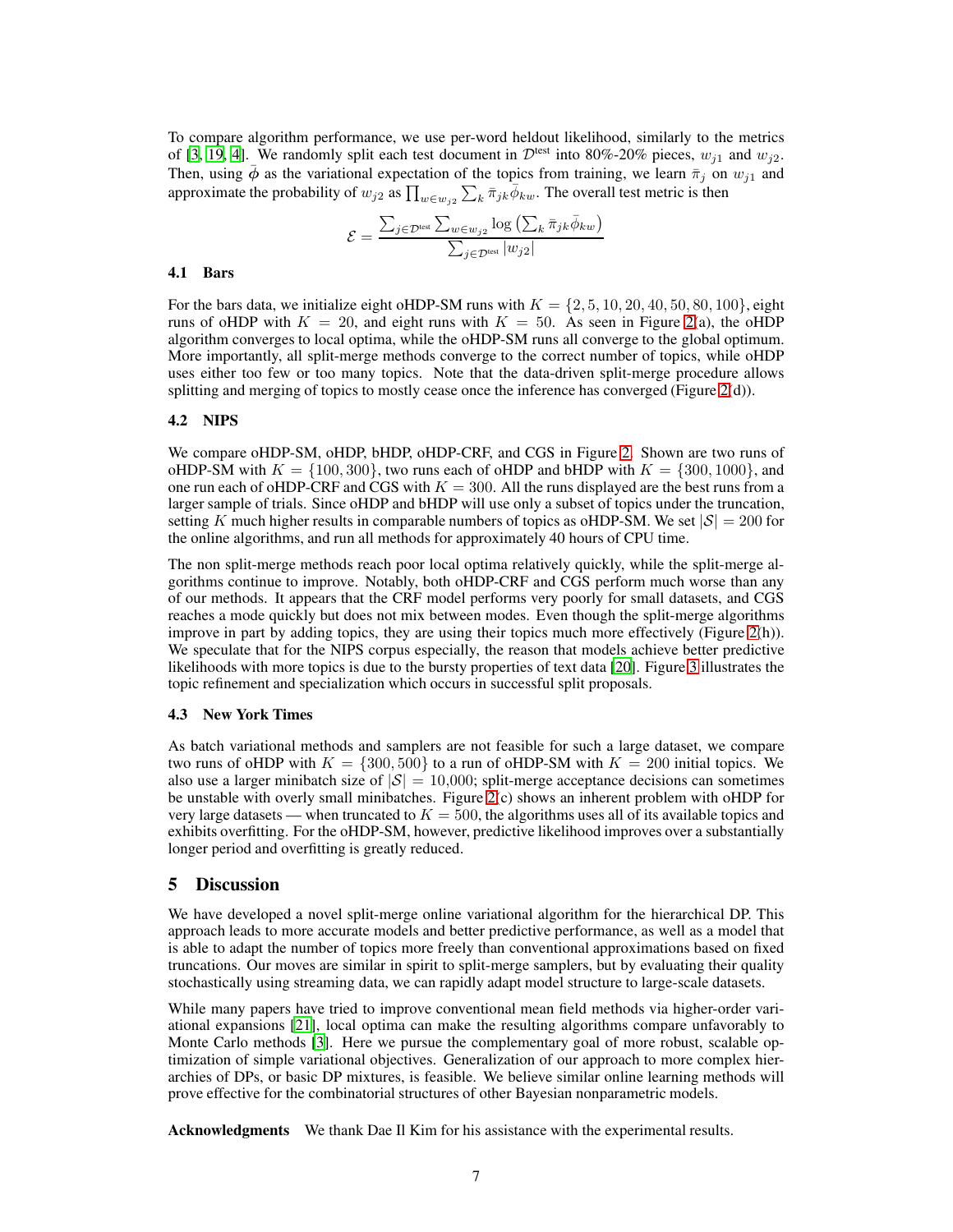To compare algorithm performance, we use per-word heldout likelihood, similarly to the metrics of [3, 19, 4]. We randomly split each test document in $\mathcal{D}^{\text{test}}$ into 80%-20% pieces, $w_{j1}$ and $w_{j2}$. Then, using $\bar{\phi}$ as the variational expectation of the topics from training, we learn $\bar{\pi}_j$ on $w_{j1}$ and approximate the probability of $w_{j2}$ as $\prod_{w \in w_{j2}} \sum_k \bar{\pi}_{jk} \bar{\phi}_{kw}$. The overall test metric is then

$$\mathcal{E} = \frac{\sum_{j \in \mathcal{D}^{\text{test}}} \sum_{w \in w_{j2}} \log \left( \sum_k \bar{\pi}_{jk} \bar{\phi}_{kw} \right)}{\sum_{j \in \mathcal{D}^{\text{test}}} |w_{j2}|}$$

### 4.1 Bars

For the bars data, we initialize eight oHDP-SM runs with $K = \{2, 5, 10, 20, 40, 50, 80, 100\}$, eight runs of oHDP with $K = 20$, and eight runs with $K = 50$. As seen in Figure 2(a), the oHDP algorithm converges to local optima, while the oHDP-SM runs all converge to the global optimum. More importantly, all split-merge methods converge to the correct number of topics, while oHDP uses either too few or too many topics. Note that the data-driven split-merge procedure allows splitting and merging of topics to mostly cease once the inference has converged (Figure 2(d)).

### 4.2 NIPS

We compare oHDP-SM, oHDP, bHDP, oHDP-CRF, and CGS in Figure 2. Shown are two runs of oHDP-SM with $K = \{100, 300\}$, two runs each of oHDP and bHDP with $K = \{300, 1000\}$, and one run each of oHDP-CRF and CGS with $K = 300$. All the runs displayed are the best runs from a larger sample of trials. Since oHDP and bHDP will use only a subset of topics under the truncation, setting $K$ much higher results in comparable numbers of topics as oHDP-SM. We set $|\mathcal{S}| = 200$ for the online algorithms, and run all methods for approximately 40 hours of CPU time.

The non split-merge methods reach poor local optima relatively quickly, while the split-merge algorithms continue to improve. Notably, both oHDP-CRF and CGS perform much worse than any of our methods. It appears that the CRF model performs very poorly for small datasets, and CGS reaches a mode quickly but does not mix between modes. Even though the split-merge algorithms improve in part by adding topics, they are using their topics much more effectively (Figure 2(h)). We speculate that for the NIPS corpus especially, the reason that models achieve better predictive likelihoods with more topics is due to the bursty properties of text data [20]. Figure 3 illustrates the topic refinement and specialization which occurs in successful split proposals.

### 4.3 New York Times

As batch variational methods and samplers are not feasible for such a large dataset, we compare two runs of oHDP with $K = \{300, 500\}$ to a run of oHDP-SM with $K = 200$ initial topics. We also use a larger minibatch size of $|\mathcal{S}| = 10{,}000$; split-merge acceptance decisions can sometimes be unstable with overly small minibatches. Figure 2(c) shows an inherent problem with oHDP for very large datasets — when truncated to $K = 500$, the algorithms uses all of its available topics and exhibits overfitting. For the oHDP-SM, however, predictive likelihood improves over a substantially longer period and overfitting is greatly reduced.

## 5 Discussion

We have developed a novel split-merge online variational algorithm for the hierarchical DP. This approach leads to more accurate models and better predictive performance, as well as a model that is able to adapt the number of topics more freely than conventional approximations based on fixed truncations. Our moves are similar in spirit to split-merge samplers, but by evaluating their quality stochastically using streaming data, we can rapidly adapt model structure to large-scale datasets.

While many papers have tried to improve conventional mean field methods via higher-order variational expansions [21], local optima can make the resulting algorithms compare unfavorably to Monte Carlo methods [3]. Here we pursue the complementary goal of more robust, scalable optimization of simple variational objectives. Generalization of our approach to more complex hierarchies of DPs, or basic DP mixtures, is feasible. We believe similar online learning methods will prove effective for the combinatorial structures of other Bayesian nonparametric models.

**Acknowledgments** We thank Dae Il Kim for his assistance with the experimental results.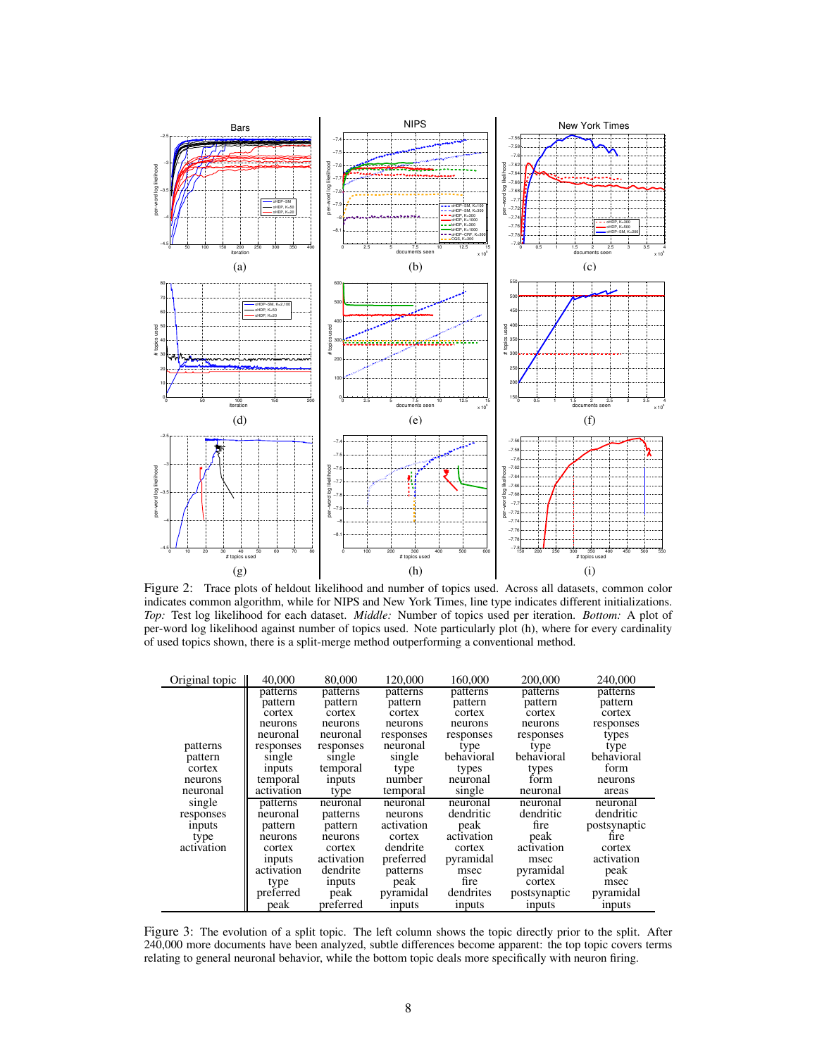Figure 2: Trace plots of heldout likelihood and number of topics used. Across all datasets, common color indicates common algorithm, while for NIPS and New York Times, line type indicates different initializations. *Top:* Test log likelihood for each dataset. *Middle:* Number of topics used per iteration. *Bottom:* A plot of per-word log likelihood against number of topics used. Note particularly plot (h), where for every cardinality of used topics shown, there is a split-merge method outperforming a conventional method.

| Original topic | 40,000 | 80,000 | 120,000 | 160,000 | 200,000 | 240,000 |
|---|---|---|---|---|---|---|
| patterns | patterns | patterns | patterns | patterns | patterns | patterns |
| pattern | pattern | pattern | pattern | pattern | pattern | pattern |
| cortex | cortex | cortex | cortex | cortex | cortex | cortex |
| neurons | neurons | neurons | neurons | neurons | neurons | responses |
| neuronal | neuronal | neuronal | responses | responses | responses | types |
| single | responses | responses | neuronal | type | type | type |
| responses | single | single | single | behavioral | behavioral | behavioral |
| inputs | inputs | temporal | type | types | types | form |
| type | temporal | inputs | number | neuronal | form | neurons |
| activation | activation | type | temporal | single | neuronal | areas |
| | patterns | neuronal | neuronal | neuronal | neuronal | neuronal |
| | neuronal | patterns | neurons | dendritic | dendritic | dendritic |
| | pattern | pattern | activation | peak | fire | postsynaptic |
| | neurons | neurons | cortex | activation | peak | fire |
| | cortex | cortex | dendrite | cortex | activation | cortex |
| | inputs | activation | preferred | pyramidal | msec | activation |
| | activation | dendrite | patterns | msec | pyramidal | peak |
| | type | inputs | peak | fire | cortex | msec |
| | preferred | peak | pyramidal | dendrites | postsynaptic | pyramidal |
| | peak | preferred | inputs | inputs | inputs | inputs |

Figure 3: The evolution of a split topic. The left column shows the topic directly prior to the split. After 240,000 more documents have been analyzed, subtle differences become apparent: the top topic covers terms relating to general neuronal behavior, while the bottom topic deals more specifically with neuron firing.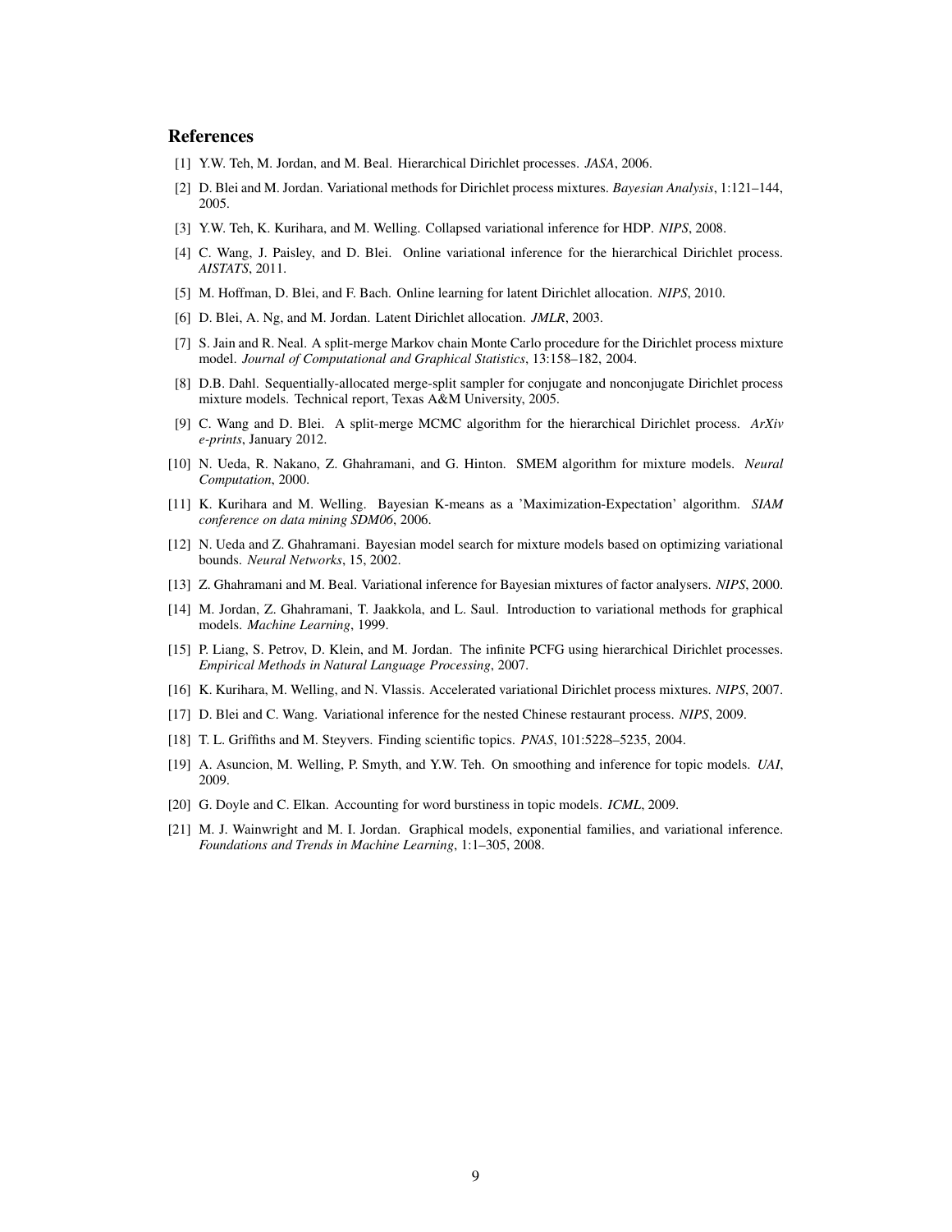## References

[1] Y.W. Teh, M. Jordan, and M. Beal. Hierarchical Dirichlet processes. *JASA*, 2006.

[2] D. Blei and M. Jordan. Variational methods for Dirichlet process mixtures. *Bayesian Analysis*, 1:121–144, 2005.

[3] Y.W. Teh, K. Kurihara, and M. Welling. Collapsed variational inference for HDP. *NIPS*, 2008.

[4] C. Wang, J. Paisley, and D. Blei. Online variational inference for the hierarchical Dirichlet process. *AISTATS*, 2011.

[5] M. Hoffman, D. Blei, and F. Bach. Online learning for latent Dirichlet allocation. *NIPS*, 2010.

[6] D. Blei, A. Ng, and M. Jordan. Latent Dirichlet allocation. *JMLR*, 2003.

[7] S. Jain and R. Neal. A split-merge Markov chain Monte Carlo procedure for the Dirichlet process mixture model. *Journal of Computational and Graphical Statistics*, 13:158–182, 2004.

[8] D.B. Dahl. Sequentially-allocated merge-split sampler for conjugate and nonconjugate Dirichlet process mixture models. Technical report, Texas A&M University, 2005.

[9] C. Wang and D. Blei. A split-merge MCMC algorithm for the hierarchical Dirichlet process. *ArXiv e-prints*, January 2012.

[10] N. Ueda, R. Nakano, Z. Ghahramani, and G. Hinton. SMEM algorithm for mixture models. *Neural Computation*, 2000.

[11] K. Kurihara and M. Welling. Bayesian K-means as a 'Maximization-Expectation' algorithm. *SIAM conference on data mining SDM06*, 2006.

[12] N. Ueda and Z. Ghahramani. Bayesian model search for mixture models based on optimizing variational bounds. *Neural Networks*, 15, 2002.

[13] Z. Ghahramani and M. Beal. Variational inference for Bayesian mixtures of factor analysers. *NIPS*, 2000.

[14] M. Jordan, Z. Ghahramani, T. Jaakkola, and L. Saul. Introduction to variational methods for graphical models. *Machine Learning*, 1999.

[15] P. Liang, S. Petrov, D. Klein, and M. Jordan. The infinite PCFG using hierarchical Dirichlet processes. *Empirical Methods in Natural Language Processing*, 2007.

[16] K. Kurihara, M. Welling, and N. Vlassis. Accelerated variational Dirichlet process mixtures. *NIPS*, 2007.

[17] D. Blei and C. Wang. Variational inference for the nested Chinese restaurant process. *NIPS*, 2009.

[18] T. L. Griffiths and M. Steyvers. Finding scientific topics. *PNAS*, 101:5228–5235, 2004.

[19] A. Asuncion, M. Welling, P. Smyth, and Y.W. Teh. On smoothing and inference for topic models. *UAI*, 2009.

[20] G. Doyle and C. Elkan. Accounting for word burstiness in topic models. *ICML*, 2009.

[21] M. J. Wainwright and M. I. Jordan. Graphical models, exponential families, and variational inference. *Foundations and Trends in Machine Learning*, 1:1–305, 2008.